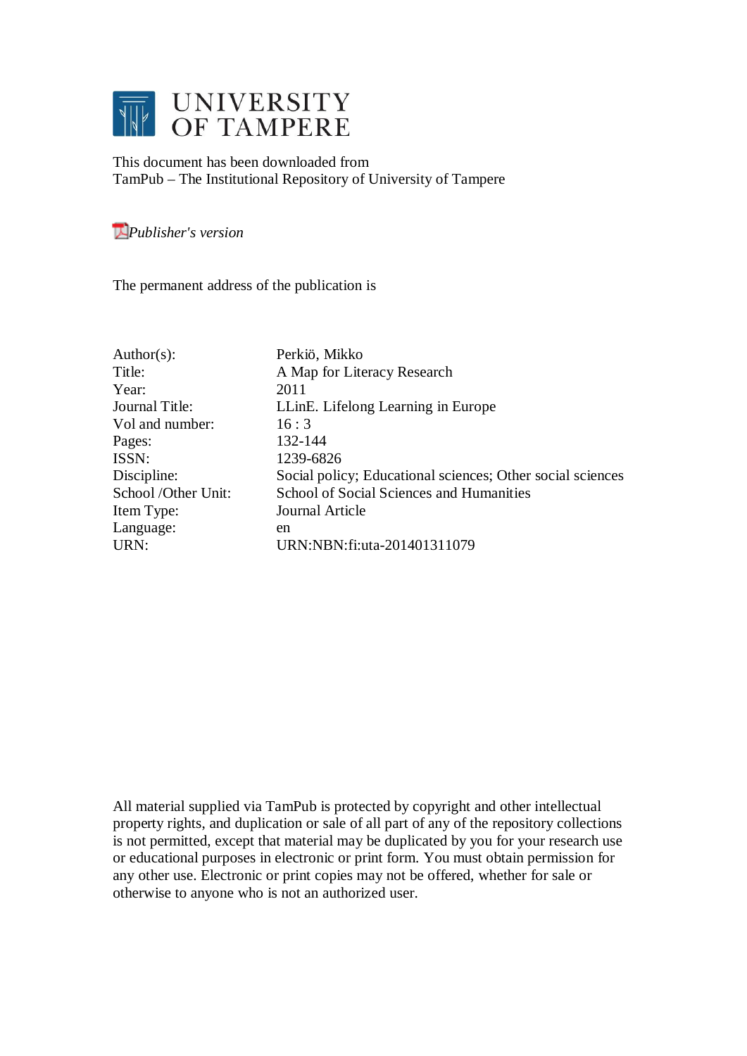# UNIVERSITY OF TAMPERE

This document has been downloaded from
TamPub – The Institutional Repository of University of Tampere

*Publisher's version*

The permanent address of the publication is

| | |
|---|---|
| Author(s): | Perkiö, Mikko |
| Title: | A Map for Literacy Research |
| Year: | 2011 |
| Journal Title: | LLinE. Lifelong Learning in Europe |
| Vol and number: | 16 : 3 |
| Pages: | 132-144 |
| ISSN: | 1239-6826 |
| Discipline: | Social policy; Educational sciences; Other social sciences |
| School /Other Unit: | School of Social Sciences and Humanities |
| Item Type: | Journal Article |
| Language: | en |
| URN: | URN:NBN:fi:uta-201401311079 |

All material supplied via TamPub is protected by copyright and other intellectual property rights, and duplication or sale of all part of any of the repository collections is not permitted, except that material may be duplicated by you for your research use or educational purposes in electronic or print form. You must obtain permission for any other use. Electronic or print copies may not be offered, whether for sale or otherwise to anyone who is not an authorized user.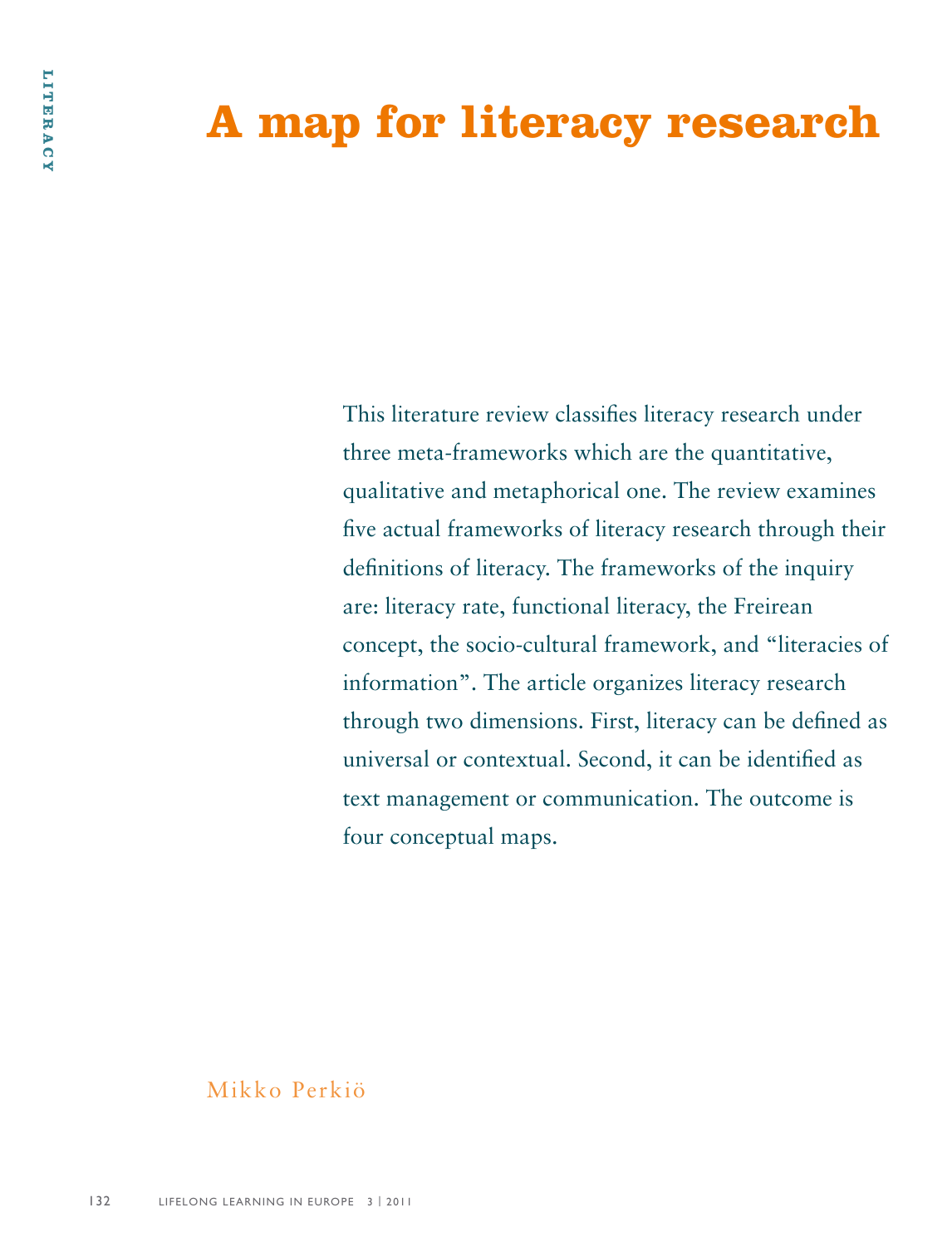# A map for literacy research

This literature review classifies literacy research under three meta-frameworks which are the quantitative, qualitative and metaphorical one. The review examines five actual frameworks of literacy research through their definitions of literacy. The frameworks of the inquiry are: literacy rate, functional literacy, the Freirean concept, the socio-cultural framework, and "literacies of information". The article organizes literacy research through two dimensions. First, literacy can be defined as universal or contextual. Second, it can be identified as text management or communication. The outcome is four conceptual maps.

Mikko Perkiö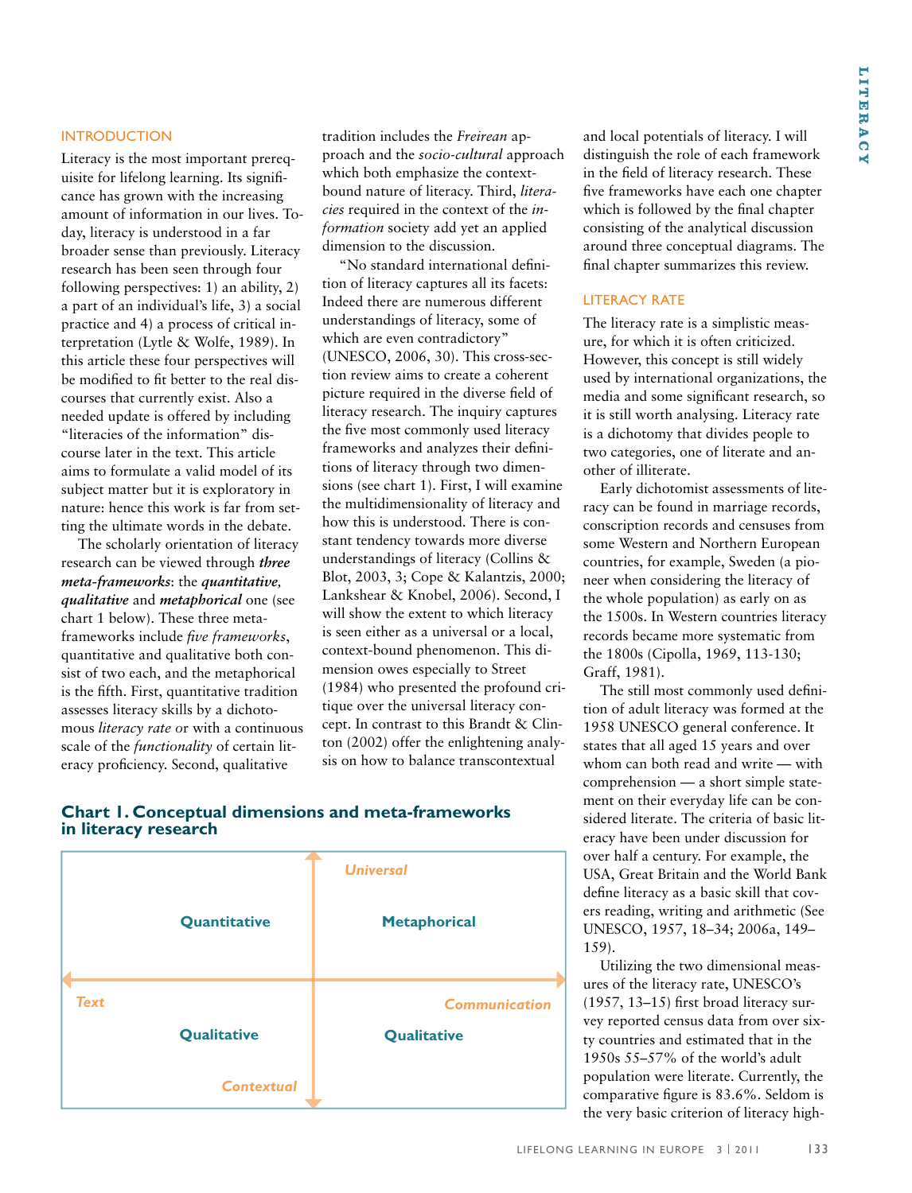## INTRODUCTION

Literacy is the most important prerequisite for lifelong learning. Its significance has grown with the increasing amount of information in our lives. Today, literacy is understood in a far broader sense than previously. Literacy research has been seen through four following perspectives: 1) an ability, 2) a part of an individual's life, 3) a social practice and 4) a process of critical interpretation (Lytle & Wolfe, 1989). In this article these four perspectives will be modified to fit better to the real discourses that currently exist. Also a needed update is offered by including "literacies of the information" discourse later in the text. This article aims to formulate a valid model of its subject matter but it is exploratory in nature: hence this work is far from setting the ultimate words in the debate.

The scholarly orientation of literacy research can be viewed through ***three meta-frameworks***: the ***quantitative, qualitative*** and ***metaphorical*** one (see chart 1 below). These three meta-frameworks include *five frameworks*, quantitative and qualitative both consist of two each, and the metaphorical is the fifth. First, quantitative tradition assesses literacy skills by a dichotomous *literacy rate* or with a continuous scale of the *functionality* of certain literacy proficiency. Second, qualitative tradition includes the *Freirean* approach and the *socio-cultural* approach which both emphasize the context-bound nature of literacy. Third, *literacies* required in the context of the *information* society add yet an applied dimension to the discussion.

"No standard international definition of literacy captures all its facets: Indeed there are numerous different understandings of literacy, some of which are even contradictory" (UNESCO, 2006, 30). This cross-section review aims to create a coherent picture required in the diverse field of literacy research. The inquiry captures the five most commonly used literacy frameworks and analyzes their definitions of literacy through two dimensions (see chart 1). First, I will examine the multidimensionality of literacy and how this is understood. There is constant tendency towards more diverse understandings of literacy (Collins & Blot, 2003, 3; Cope & Kalantzis, 2000; Lankshear & Knobel, 2006). Second, I will show the extent to which literacy is seen either as a universal or a local, context-bound phenomenon. This dimension owes especially to Street (1984) who presented the profound critique over the universal literacy concept. In contrast to this Brandt & Clinton (2002) offer the enlightening analysis on how to balance transcontextual and local potentials of literacy. I will distinguish the role of each framework in the field of literacy research. These five frameworks have each one chapter which is followed by the final chapter consisting of the analytical discussion around three conceptual diagrams. The final chapter summarizes this review.

**Chart 1. Conceptual dimensions and meta-frameworks in literacy research**

| Vertical axis: Universal (top) – Contextual (bottom); Horizontal axis: Text (left) – Communication (right) | |
|---|---|
| Quantitative | Metaphorical |
| Qualitative | Qualitative |

## LITERACY RATE

The literacy rate is a simplistic measure, for which it is often criticized. However, this concept is still widely used by international organizations, the media and some significant research, so it is still worth analysing. Literacy rate is a dichotomy that divides people to two categories, one of literate and another of illiterate.

Early dichotomist assessments of literacy can be found in marriage records, conscription records and censuses from some Western and Northern European countries, for example, Sweden (a pioneer when considering the literacy of the whole population) as early on as the 1500s. In Western countries literacy records became more systematic from the 1800s (Cipolla, 1969, 113-130; Graff, 1981).

The still most commonly used definition of adult literacy was formed at the 1958 UNESCO general conference. It states that all aged 15 years and over with whom can both read and write — with comprehension — a short simple statement on their everyday life can be considered literate. The criteria of basic literacy have been under discussion for over half a century. For example, the USA, Great Britain and the World Bank define literacy as a basic skill that covers reading, writing and arithmetic (See UNESCO, 1957, 18–34; 2006a, 149–159).

Utilizing the two dimensional measures of the literacy rate, UNESCO's (1957, 13–15) first broad literacy survey reported census data from over sixty countries and estimated that in the 1950s 55–57% of the world's adult population were literate. Currently, the comparative figure is 83.6%. Seldom is the very basic criterion of literacy high-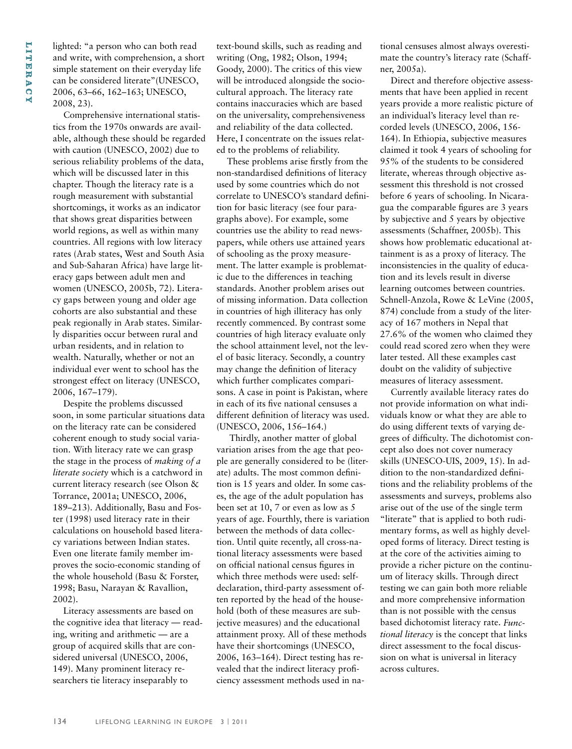lighted: "a person who can both read and write, with comprehension, a short simple statement on their everyday life can be considered literate"(UNESCO, 2006, 63–66, 162–163; UNESCO, 2008, 23).

Comprehensive international statistics from the 1970s onwards are available, although these should be regarded with caution (UNESCO, 2002) due to serious reliability problems of the data, which will be discussed later in this chapter. Though the literacy rate is a rough measurement with substantial shortcomings, it works as an indicator that shows great disparities between world regions, as well as within many countries. All regions with low literacy rates (Arab states, West and South Asia and Sub-Saharan Africa) have large literacy gaps between adult men and women (UNESCO, 2005b, 72). Literacy gaps between young and older age cohorts are also substantial and these peak regionally in Arab states. Similarly disparities occur between rural and urban residents, and in relation to wealth. Naturally, whether or not an individual ever went to school has the strongest effect on literacy (UNESCO, 2006, 167–179).

Despite the problems discussed soon, in some particular situations data on the literacy rate can be considered coherent enough to study social variation. With literacy rate we can grasp the stage in the process of *making of a literate society* which is a catchword in current literacy research (see Olson & Torrance, 2001a; UNESCO, 2006, 189–213). Additionally, Basu and Foster (1998) used literacy rate in their calculations on household based literacy variations between Indian states. Even one literate family member improves the socio-economic standing of the whole household (Basu & Forster, 1998; Basu, Narayan & Ravallion, 2002).

Literacy assessments are based on the cognitive idea that literacy — reading, writing and arithmetic — are a group of acquired skills that are considered universal (UNESCO, 2006, 149). Many prominent literacy researchers tie literacy inseparably to text-bound skills, such as reading and writing (Ong, 1982; Olson, 1994; Goody, 2000). The critics of this view will be introduced alongside the sociocultural approach. The literacy rate contains inaccuracies which are based on the universality, comprehensiveness and reliability of the data collected. Here, I concentrate on the issues related to the problems of reliability.

These problems arise firstly from the non-standardised definitions of literacy used by some countries which do not correlate to UNESCO's standard definition for basic literacy (see four paragraphs above). For example, some countries use the ability to read newspapers, while others use attained years of schooling as the proxy measurement. The latter example is problematic due to the differences in teaching standards. Another problem arises out of missing information. Data collection in countries of high illiteracy has only recently commenced. By contrast some countries of high literacy evaluate only the school attainment level, not the level of basic literacy. Secondly, a country may change the definition of literacy which further complicates comparisons. A case in point is Pakistan, where in each of its five national censuses a different definition of literacy was used. (UNESCO, 2006, 156–164.)

Thirdly, another matter of global variation arises from the age that people are generally considered to be (literate) adults. The most common definition is 15 years and older. In some cases, the age of the adult population has been set at 10, 7 or even as low as 5 years of age. Fourthly, there is variation between the methods of data collection. Until quite recently, all cross-national literacy assessments were based on official national census figures in which three methods were used: self-declaration, third-party assessment often reported by the head of the household (both of these measures are subjective measures) and the educational attainment proxy. All of these methods have their shortcomings (UNESCO, 2006, 163–164). Direct testing has revealed that the indirect literacy proficiency assessment methods used in national censuses almost always overestimate the country's literacy rate (Schaffner, 2005a).

Direct and therefore objective assessments that have been applied in recent years provide a more realistic picture of an individual's literacy level than recorded levels (UNESCO, 2006, 156-164). In Ethiopia, subjective measures claimed it took 4 years of schooling for 95% of the students to be considered literate, whereas through objective assessment this threshold is not crossed before 6 years of schooling. In Nicaragua the comparable figures are 3 years by subjective and 5 years by objective assessments (Schaffner, 2005b). This shows how problematic educational attainment is as a proxy of literacy. The inconsistencies in the quality of education and its levels result in diverse learning outcomes between countries. Schnell-Anzola, Rowe & LeVine (2005, 874) conclude from a study of the literacy of 167 mothers in Nepal that 27.6% of the women who claimed they could read scored zero when they were later tested. All these examples cast doubt on the validity of subjective measures of literacy assessment.

Currently available literacy rates do not provide information on what individuals know or what they are able to do using different texts of varying degrees of difficulty. The dichotomist concept also does not cover numeracy skills (UNESCO-UIS, 2009, 15). In addition to the non-standardized definitions and the reliability problems of the assessments and surveys, problems also arise out of the use of the single term "literate" that is applied to both rudimentary forms, as well as highly developed forms of literacy. Direct testing is at the core of the activities aiming to provide a richer picture on the continuum of literacy skills. Through direct testing we can gain both more reliable and more comprehensive information than is not possible with the census based dichotomist literacy rate. *Functional literacy* is the concept that links direct assessment to the focal discussion on what is universal in literacy across cultures.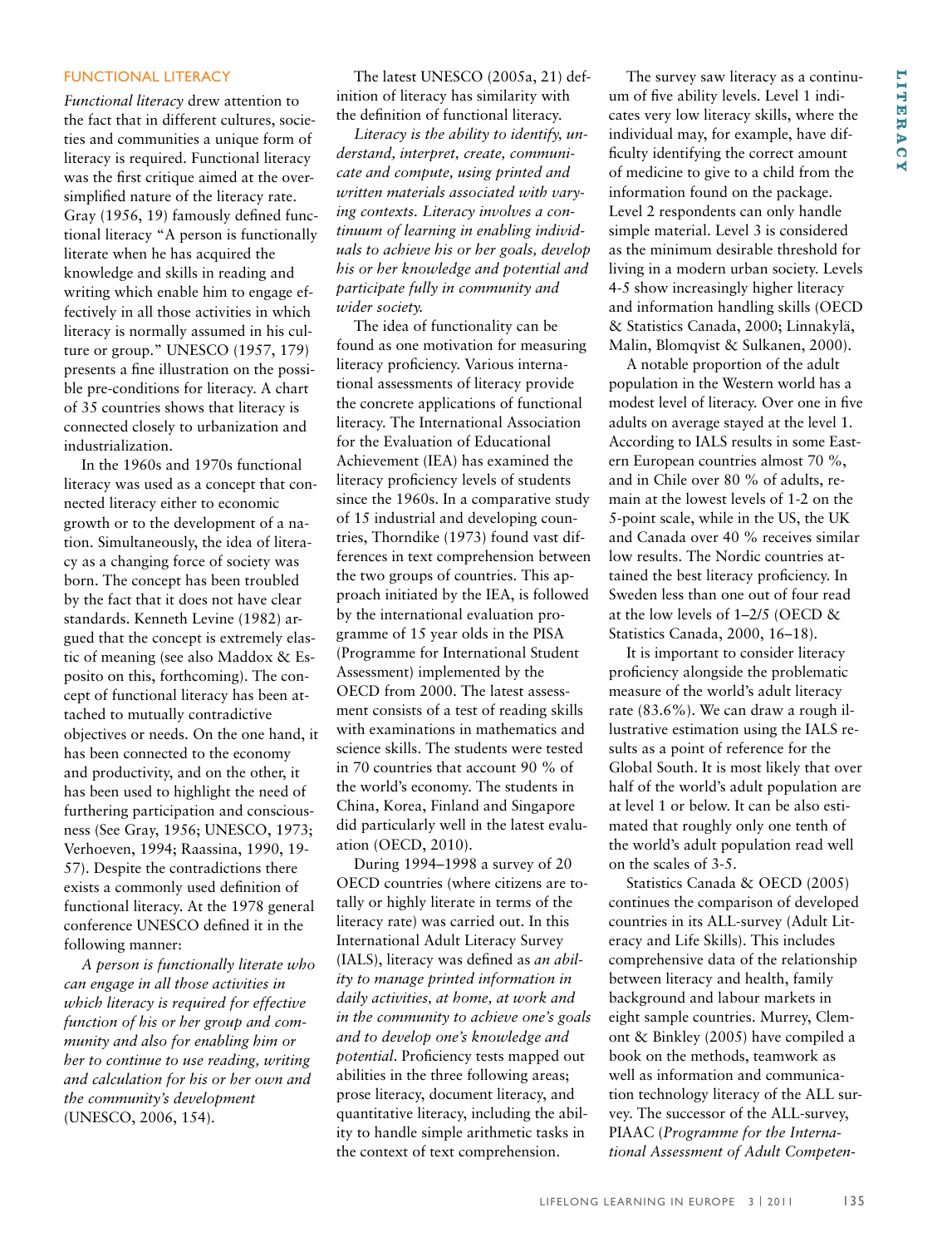## FUNCTIONAL LITERACY

*Functional literacy* drew attention to the fact that in different cultures, societies and communities a unique form of literacy is required. Functional literacy was the first critique aimed at the oversimplified nature of the literacy rate. Gray (1956, 19) famously defined functional literacy "A person is functionally literate when he has acquired the knowledge and skills in reading and writing which enable him to engage effectively in all those activities in which literacy is normally assumed in his culture or group." UNESCO (1957, 179) presents a fine illustration on the possible pre-conditions for literacy. A chart of 35 countries shows that literacy is connected closely to urbanization and industrialization.

In the 1960s and 1970s functional literacy was used as a concept that connected literacy either to economic growth or to the development of a nation. Simultaneously, the idea of literacy as a changing force of society was born. The concept has been troubled by the fact that it does not have clear standards. Kenneth Levine (1982) argued that the concept is extremely elastic of meaning (see also Maddox & Esposito on this, forthcoming). The concept of functional literacy has been attached to mutually contradictive objectives or needs. On the one hand, it has been connected to the economy and productivity, and on the other, it has been used to highlight the need of furthering participation and consciousness (See Gray, 1956; UNESCO, 1973; Verhoeven, 1994; Raassina, 1990, 19-57). Despite the contradictions there exists a commonly used definition of functional literacy. At the 1978 general conference UNESCO defined it in the following manner:

*A person is functionally literate who can engage in all those activities in which literacy is required for effective function of his or her group and community and also for enabling him or her to continue to use reading, writing and calculation for his or her own and the community's development* (UNESCO, 2006, 154).

The latest UNESCO (2005a, 21) definition of literacy has similarity with the definition of functional literacy.

*Literacy is the ability to identify, understand, interpret, create, communicate and compute, using printed and written materials associated with varying contexts. Literacy involves a continuum of learning in enabling individuals to achieve his or her goals, develop his or her knowledge and potential and participate fully in community and wider society.*

The idea of functionality can be found as one motivation for measuring literacy proficiency. Various international assessments of literacy provide the concrete applications of functional literacy. The International Association for the Evaluation of Educational Achievement (IEA) has examined the literacy proficiency levels of students since the 1960s. In a comparative study of 15 industrial and developing countries, Thorndike (1973) found vast differences in text comprehension between the two groups of countries. This approach initiated by the IEA, is followed by the international evaluation programme of 15 year olds in the PISA (Programme for International Student Assessment) implemented by the OECD from 2000. The latest assessment consists of a test of reading skills with examinations in mathematics and science skills. The students were tested in 70 countries that account 90 % of the world's economy. The students in China, Korea, Finland and Singapore did particularly well in the latest evaluation (OECD, 2010).

During 1994–1998 a survey of 20 OECD countries (where citizens are totally or highly literate in terms of the literacy rate) was carried out. In this International Adult Literacy Survey (IALS), literacy was defined as *an ability to manage printed information in daily activities, at home, at work and in the community to achieve one's goals and to develop one's knowledge and potential*. Proficiency tests mapped out abilities in the three following areas; prose literacy, document literacy, and quantitative literacy, including the ability to handle simple arithmetic tasks in the context of text comprehension.

The survey saw literacy as a continuum of five ability levels. Level 1 indicates very low literacy skills, where the individual may, for example, have difficulty identifying the correct amount of medicine to give to a child from the information found on the package. Level 2 respondents can only handle simple material. Level 3 is considered as the minimum desirable threshold for living in a modern urban society. Levels 4-5 show increasingly higher literacy and information handling skills (OECD & Statistics Canada, 2000; Linnakylä, Malin, Blomqvist & Sulkanen, 2000).

A notable proportion of the adult population in the Western world has a modest level of literacy. Over one in five adults on average stayed at the level 1. According to IALS results in some Eastern European countries almost 70 %, and in Chile over 80 % of adults, remain at the lowest levels of 1-2 on the 5-point scale, while in the US, the UK and Canada over 40 % receives similar low results. The Nordic countries attained the best literacy proficiency. In Sweden less than one out of four read at the low levels of 1–2/5 (OECD & Statistics Canada, 2000, 16–18).

It is important to consider literacy proficiency alongside the problematic measure of the world's adult literacy rate (83.6%). We can draw a rough illustrative estimation using the IALS results as a point of reference for the Global South. It is most likely that over half of the world's adult population are at level 1 or below. It can be also estimated that roughly only one tenth of the world's adult population read well on the scales of 3-5.

Statistics Canada & OECD (2005) continues the comparison of developed countries in its ALL-survey (Adult Literacy and Life Skills). This includes comprehensive data of the relationship between literacy and health, family background and labour markets in eight sample countries. Murrey, Clemont & Binkley (2005) have compiled a book on the methods, teamwork as well as information and communication technology literacy of the ALL survey. The successor of the ALL-survey, PIAAC (*Programme for the International Assessment of Adult Competen-*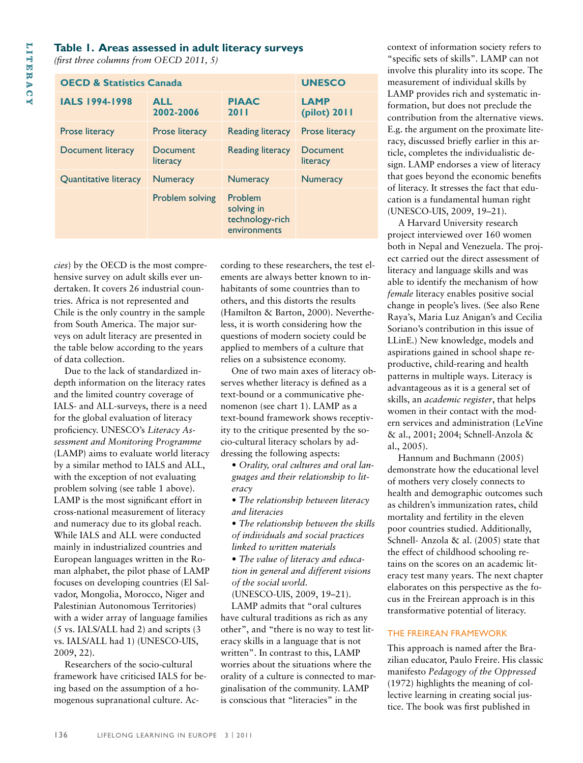**Table 1. Areas assessed in adult literacy surveys**
*(first three columns from OECD 2011, 5)*

| OECD & Statistics Canada | | | UNESCO |
|---|---|---|---|
| IALS 1994-1998 | ALL 2002-2006 | PIAAC 2011 | LAMP (pilot) 2011 |
| Prose literacy | Prose literacy | Reading literacy | Prose literacy |
| Document literacy | Document literacy | Reading literacy | Document literacy |
| Quantitative literacy | Numeracy | Numeracy | Numeracy |
| | Problem solving | Problem solving in technology-rich environments | |

*cies*) by the OECD is the most comprehensive survey on adult skills ever undertaken. It covers 26 industrial countries. Africa is not represented and Chile is the only country in the sample from South America. The major surveys on adult literacy are presented in the table below according to the years of data collection.

Due to the lack of standardized in-depth information on the literacy rates and the limited country coverage of IALS- and ALL-surveys, there is a need for the global evaluation of literacy proficiency. UNESCO's *Literacy Assessment and Monitoring Programme* (LAMP) aims to evaluate world literacy by a similar method to IALS and ALL, with the exception of not evaluating problem solving (see table 1 above). LAMP is the most significant effort in cross-national measurement of literacy and numeracy due to its global reach. While IALS and ALL were conducted mainly in industrialized countries and European languages written in the Roman alphabet, the pilot phase of LAMP focuses on developing countries (El Salvador, Mongolia, Morocco, Niger and Palestinian Autonomous Territories) with a wider array of language families (5 vs. IALS/ALL had 2) and scripts (3 vs. IALS/ALL had 1) (UNESCO-UIS, 2009, 22).

Researchers of the socio-cultural framework have criticised IALS for being based on the assumption of a homogenous supranational culture. According to these researchers, the test elements are always better known to inhabitants of some countries than to others, and this distorts the results (Hamilton & Barton, 2000). Nevertheless, it is worth considering how the questions of modern society could be applied to members of a culture that relies on a subsistence economy.

One of two main axes of literacy observes whether literacy is defined as a text-bound or a communicative phenomenon (see chart 1). LAMP as a text-bound framework shows receptivity to the critique presented by the socio-cultural literacy scholars by addressing the following aspects:

- *Orality, oral cultures and oral languages and their relationship to literacy*
- *The relationship between literacy and literacies*
- *The relationship between the skills of individuals and social practices linked to written materials*
- *The value of literacy and education in general and different visions of the social world.*

(UNESCO-UIS, 2009, 19–21).

LAMP admits that "oral cultures have cultural traditions as rich as any other", and "there is no way to test literacy skills in a language that is not written". In contrast to this, LAMP worries about the situations where the orality of a culture is connected to marginalisation of the community. LAMP is conscious that "literacies" in the context of information society refers to "specific sets of skills". LAMP can not involve this plurality into its scope. The measurement of individual skills by LAMP provides rich and systematic information, but does not preclude the contribution from the alternative views. E.g. the argument on the proximate literacy, discussed briefly earlier in this article, completes the individualistic design. LAMP endorses a view of literacy that goes beyond the economic benefits of literacy. It stresses the fact that education is a fundamental human right (UNESCO-UIS, 2009, 19–21).

A Harvard University research project interviewed over 160 women both in Nepal and Venezuela. The project carried out the direct assessment of literacy and language skills and was able to identify the mechanism of how *female* literacy enables positive social change in people's lives. (See also Rene Raya's, Maria Luz Anigan's and Cecilia Soriano's contribution in this issue of LLinE.) New knowledge, models and aspirations gained in school shape reproductive, child-rearing and health patterns in multiple ways. Literacy is advantageous as it is a general set of skills, an *academic register*, that helps women in their contact with the modern services and administration (LeVine & al., 2001; 2004; Schnell-Anzola & al., 2005).

Hannum and Buchmann (2005) demonstrate how the educational level of mothers very closely connects to health and demographic outcomes such as children's immunization rates, child mortality and fertility in the eleven poor countries studied. Additionally, Schnell- Anzola & al. (2005) state that the effect of childhood schooling retains on the scores on an academic literacy test many years. The next chapter elaborates on this perspective as the focus in the Freirean approach is in this transformative potential of literacy.

## THE FREIREAN FRAMEWORK

This approach is named after the Brazilian educator, Paulo Freire. His classic manifesto *Pedagogy of the Oppressed* (1972) highlights the meaning of collective learning in creating social justice. The book was first published in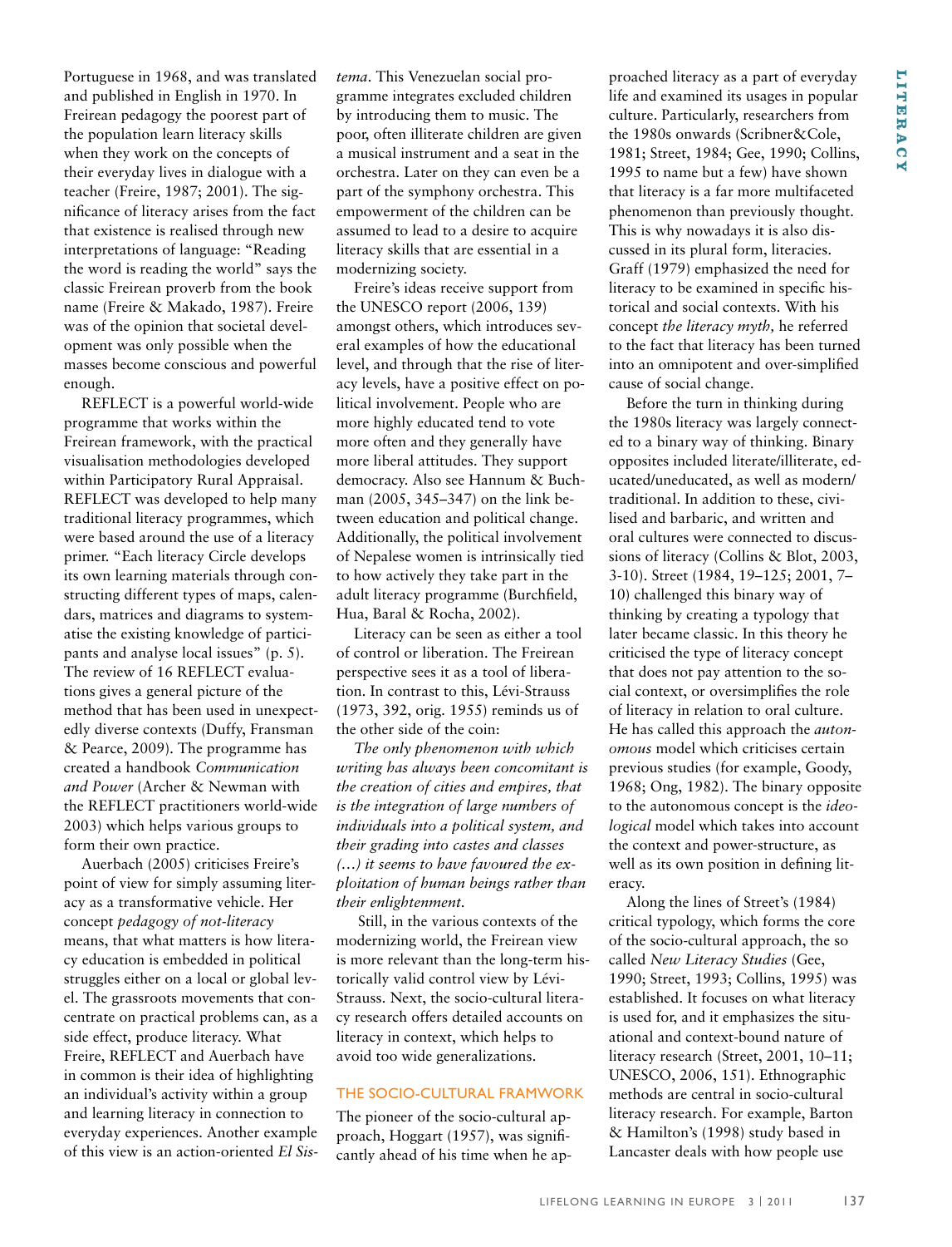Portuguese in 1968, and was translated and published in English in 1970. In Freirean pedagogy the poorest part of the population learn literacy skills when they work on the concepts of their everyday lives in dialogue with a teacher (Freire, 1987; 2001). The significance of literacy arises from the fact that existence is realised through new interpretations of language: "Reading the word is reading the world" says the classic Freirean proverb from the book name (Freire & Makado, 1987). Freire was of the opinion that societal development was only possible when the masses become conscious and powerful enough.

REFLECT is a powerful world-wide programme that works within the Freirean framework, with the practical visualisation methodologies developed within Participatory Rural Appraisal. REFLECT was developed to help many traditional literacy programmes, which were based around the use of a literacy primer. "Each literacy Circle develops its own learning materials through constructing different types of maps, calendars, matrices and diagrams to systematise the existing knowledge of participants and analyse local issues" (p. 5). The review of 16 REFLECT evaluations gives a general picture of the method that has been used in unexpectedly diverse contexts (Duffy, Fransman & Pearce, 2009). The programme has created a handbook *Communication and Power* (Archer & Newman with the REFLECT practitioners world-wide 2003) which helps various groups to form their own practice.

Auerbach (2005) criticises Freire's point of view for simply assuming literacy as a transformative vehicle. Her concept *pedagogy of not-literacy* means, that what matters is how literacy education is embedded in political struggles either on a local or global level. The grassroots movements that concentrate on practical problems can, as a side effect, produce literacy. What Freire, REFLECT and Auerbach have in common is their idea of highlighting an individual's activity within a group and learning literacy in connection to everyday experiences. Another example of this view is an action-oriented *El Sistema*. This Venezuelan social programme integrates excluded children by introducing them to music. The poor, often illiterate children are given a musical instrument and a seat in the orchestra. Later on they can even be a part of the symphony orchestra. This empowerment of the children can be assumed to lead to a desire to acquire literacy skills that are essential in a modernizing society.

Freire's ideas receive support from the UNESCO report (2006, 139) amongst others, which introduces several examples of how the educational level, and through that the rise of literacy levels, have a positive effect on political involvement. People who are more highly educated tend to vote more often and they generally have more liberal attitudes. They support democracy. Also see Hannum & Buchman (2005, 345–347) on the link between education and political change. Additionally, the political involvement of Nepalese women is intrinsically tied to how actively they take part in the adult literacy programme (Burchfield, Hua, Baral & Rocha, 2002).

Literacy can be seen as either a tool of control or liberation. The Freirean perspective sees it as a tool of liberation. In contrast to this, Lévi-Strauss (1973, 392, orig. 1955) reminds us of the other side of the coin:

*The only phenomenon with which writing has always been concomitant is the creation of cities and empires, that is the integration of large numbers of individuals into a political system, and their grading into castes and classes (…) it seems to have favoured the exploitation of human beings rather than their enlightenment.*

Still, in the various contexts of the modernizing world, the Freirean view is more relevant than the long-term historically valid control view by Lévi-Strauss. Next, the socio-cultural literacy research offers detailed accounts on literacy in context, which helps to avoid too wide generalizations.

## THE SOCIO-CULTURAL FRAMWORK

The pioneer of the socio-cultural approach, Hoggart (1957), was significantly ahead of his time when he approached literacy as a part of everyday life and examined its usages in popular culture. Particularly, researchers from the 1980s onwards (Scribner&Cole, 1981; Street, 1984; Gee, 1990; Collins, 1995 to name but a few) have shown that literacy is a far more multifaceted phenomenon than previously thought. This is why nowadays it is also discussed in its plural form, literacies. Graff (1979) emphasized the need for literacy to be examined in specific historical and social contexts. With his concept *the literacy myth,* he referred to the fact that literacy has been turned into an omnipotent and over-simplified cause of social change.

Before the turn in thinking during the 1980s literacy was largely connected to a binary way of thinking. Binary opposites included literate/illiterate, educated/uneducated, as well as modern/traditional. In addition to these, civilised and barbaric, and written and oral cultures were connected to discussions of literacy (Collins & Blot, 2003, 3-10). Street (1984, 19–125; 2001, 7–10) challenged this binary way of thinking by creating a typology that later became classic. In this theory he criticised the type of literacy concept that does not pay attention to the social context, or oversimplifies the role of literacy in relation to oral culture. He has called this approach the *autonomous* model which criticises certain previous studies (for example, Goody, 1968; Ong, 1982). The binary opposite to the autonomous concept is the *ideological* model which takes into account the context and power-structure, as well as its own position in defining literacy.

Along the lines of Street's (1984) critical typology, which forms the core of the socio-cultural approach, the so called *New Literacy Studies* (Gee, 1990; Street, 1993; Collins, 1995) was established. It focuses on what literacy is used for, and it emphasizes the situational and context-bound nature of literacy research (Street, 2001, 10–11; UNESCO, 2006, 151). Ethnographic methods are central in socio-cultural literacy research. For example, Barton & Hamilton's (1998) study based in Lancaster deals with how people use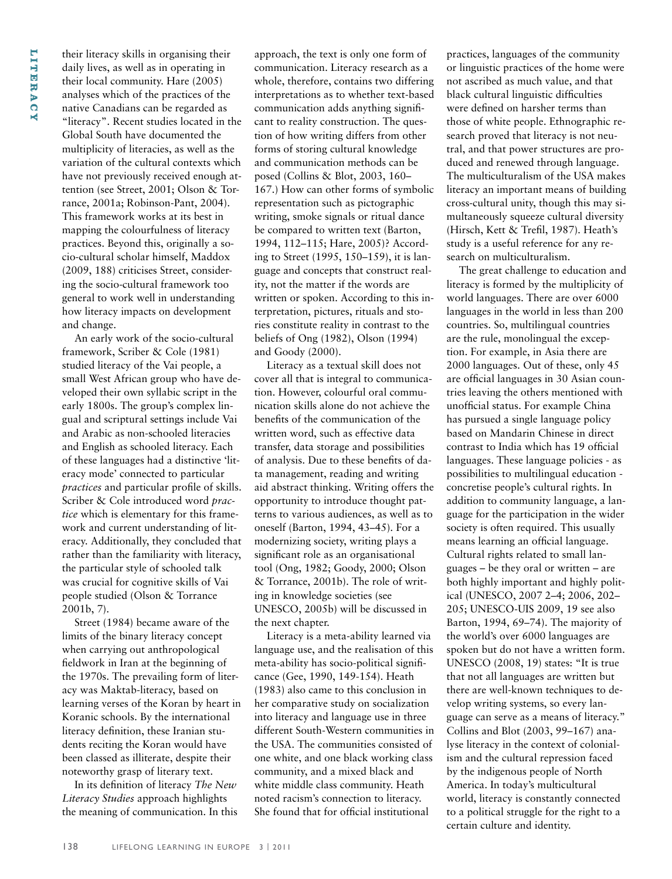their literacy skills in organising their daily lives, as well as in operating in their local community. Hare (2005) analyses which of the practices of the native Canadians can be regarded as "literacy". Recent studies located in the Global South have documented the multiplicity of literacies, as well as the variation of the cultural contexts which have not previously received enough attention (see Street, 2001; Olson & Torrance, 2001a; Robinson-Pant, 2004). This framework works at its best in mapping the colourfulness of literacy practices. Beyond this, originally a socio-cultural scholar himself, Maddox (2009, 188) criticises Street, considering the socio-cultural framework too general to work well in understanding how literacy impacts on development and change.

An early work of the socio-cultural framework, Scriber & Cole (1981) studied literacy of the Vai people, a small West African group who have developed their own syllabic script in the early 1800s. The group's complex lingual and scriptural settings include Vai and Arabic as non-schooled literacies and English as schooled literacy. Each of these languages had a distinctive 'literacy mode' connected to particular *practices* and particular profile of skills. Scriber & Cole introduced word *practice* which is elementary for this framework and current understanding of literacy. Additionally, they concluded that rather than the familiarity with literacy, the particular style of schooled talk was crucial for cognitive skills of Vai people studied (Olson & Torrance 2001b, 7).

Street (1984) became aware of the limits of the binary literacy concept when carrying out anthropological fieldwork in Iran at the beginning of the 1970s. The prevailing form of literacy was Maktab-literacy, based on learning verses of the Koran by heart in Koranic schools. By the international literacy definition, these Iranian students reciting the Koran would have been classed as illiterate, despite their noteworthy grasp of literary text.

In its definition of literacy *The New Literacy Studies* approach highlights the meaning of communication. In this approach, the text is only one form of communication. Literacy research as a whole, therefore, contains two differing interpretations as to whether text-based communication adds anything significant to reality construction. The question of how writing differs from other forms of storing cultural knowledge and communication methods can be posed (Collins & Blot, 2003, 160–167.) How can other forms of symbolic representation such as pictographic writing, smoke signals or ritual dance be compared to written text (Barton, 1994, 112–115; Hare, 2005)? According to Street (1995, 150–159), it is language and concepts that construct reality, not the matter if the words are written or spoken. According to this interpretation, pictures, rituals and stories constitute reality in contrast to the beliefs of Ong (1982), Olson (1994) and Goody (2000).

Literacy as a textual skill does not cover all that is integral to communication. However, colourful oral communication skills alone do not achieve the benefits of the communication of the written word, such as effective data transfer, data storage and possibilities of analysis. Due to these benefits of data management, reading and writing aid abstract thinking. Writing offers the opportunity to introduce thought patterns to various audiences, as well as to oneself (Barton, 1994, 43–45). For a modernizing society, writing plays a significant role as an organisational tool (Ong, 1982; Goody, 2000; Olson & Torrance, 2001b). The role of writing in knowledge societies (see UNESCO, 2005b) will be discussed in the next chapter.

Literacy is a meta-ability learned via language use, and the realisation of this meta-ability has socio-political significance (Gee, 1990, 149-154). Heath (1983) also came to this conclusion in her comparative study on socialization into literacy and language use in three different South-Western communities in the USA. The communities consisted of one white, and one black working class community, and a mixed black and white middle class community. Heath noted racism's connection to literacy. She found that for official institutional practices, languages of the community or linguistic practices of the home were not ascribed as much value, and that black cultural linguistic difficulties were defined on harsher terms than those of white people. Ethnographic research proved that literacy is not neutral, and that power structures are produced and renewed through language. The multiculturalism of the USA makes literacy an important means of building cross-cultural unity, though this may simultaneously squeeze cultural diversity (Hirsch, Kett & Trefil, 1987). Heath's study is a useful reference for any research on multiculturalism.

The great challenge to education and literacy is formed by the multiplicity of world languages. There are over 6000 languages in the world in less than 200 countries. So, multilingual countries are the rule, monolingual the exception. For example, in Asia there are 2000 languages. Out of these, only 45 are official languages in 30 Asian countries leaving the others mentioned with unofficial status. For example China has pursued a single language policy based on Mandarin Chinese in direct contrast to India which has 19 official languages. These language policies - as possibilities to multilingual education - concretise people's cultural rights. In addition to community language, a language for the participation in the wider society is often required. This usually means learning an official language. Cultural rights related to small languages – be they oral or written – are both highly important and highly political (UNESCO, 2007 2–4; 2006, 202–205; UNESCO-UIS 2009, 19 see also Barton, 1994, 69–74). The majority of the world's over 6000 languages are spoken but do not have a written form. UNESCO (2008, 19) states: "It is true that not all languages are written but there are well-known techniques to develop writing systems, so every language can serve as a means of literacy." Collins and Blot (2003, 99–167) analyse literacy in the context of colonialism and the cultural repression faced by the indigenous people of North America. In today's multicultural world, literacy is constantly connected to a political struggle for the right to a certain culture and identity.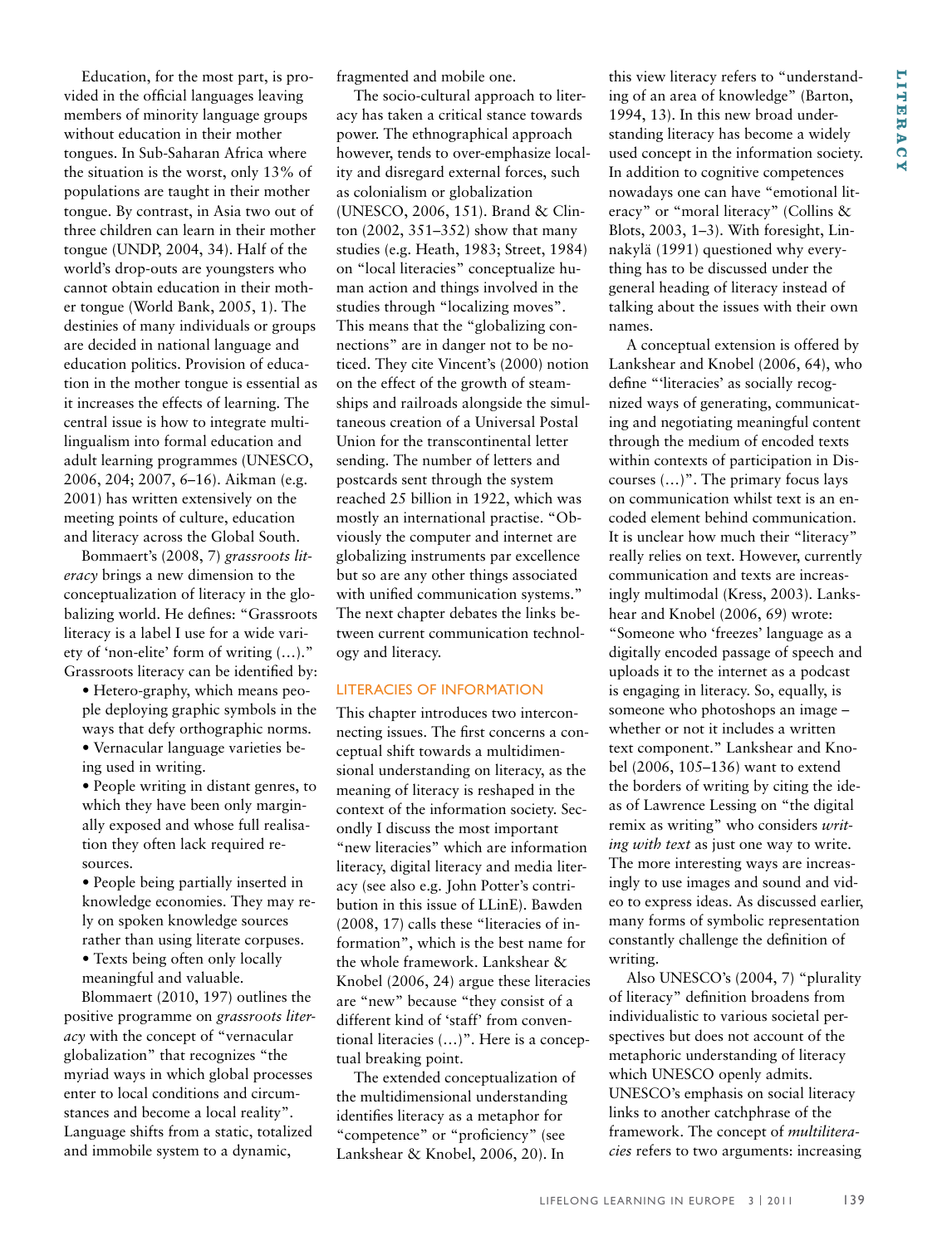Education, for the most part, is provided in the official languages leaving members of minority language groups without education in their mother tongues. In Sub-Saharan Africa where the situation is the worst, only 13% of populations are taught in their mother tongue. By contrast, in Asia two out of three children can learn in their mother tongue (UNDP, 2004, 34). Half of the world's drop-outs are youngsters who cannot obtain education in their mother tongue (World Bank, 2005, 1). The destinies of many individuals or groups are decided in national language and education politics. Provision of education in the mother tongue is essential as it increases the effects of learning. The central issue is how to integrate multilingualism into formal education and adult learning programmes (UNESCO, 2006, 204; 2007, 6–16). Aikman (e.g. 2001) has written extensively on the meeting points of culture, education and literacy across the Global South.

Bommaert's (2008, 7) *grassroots literacy* brings a new dimension to the conceptualization of literacy in the globalizing world. He defines: "Grassroots literacy is a label I use for a wide variety of 'non-elite' form of writing (…)." Grassroots literacy can be identified by:

- Hetero-graphy, which means people deploying graphic symbols in the ways that defy orthographic norms.
- Vernacular language varieties being used in writing.
- People writing in distant genres, to which they have been only marginally exposed and whose full realisation they often lack required resources.
- People being partially inserted in knowledge economies. They may rely on spoken knowledge sources rather than using literate corpuses.
- Texts being often only locally meaningful and valuable.

Blommaert (2010, 197) outlines the positive programme on *grassroots literacy* with the concept of "vernacular globalization" that recognizes "the myriad ways in which global processes enter to local conditions and circumstances and become a local reality". Language shifts from a static, totalized and immobile system to a dynamic, fragmented and mobile one.

The socio-cultural approach to literacy has taken a critical stance towards power. The ethnographical approach however, tends to over-emphasize locality and disregard external forces, such as colonialism or globalization (UNESCO, 2006, 151). Brand & Clinton (2002, 351–352) show that many studies (e.g. Heath, 1983; Street, 1984) on "local literacies" conceptualize human action and things involved in the studies through "localizing moves". This means that the "globalizing connections" are in danger not to be noticed. They cite Vincent's (2000) notion on the effect of the growth of steamships and railroads alongside the simultaneous creation of a Universal Postal Union for the transcontinental letter sending. The number of letters and postcards sent through the system reached 25 billion in 1922, which was mostly an international practise. "Obviously the computer and internet are globalizing instruments par excellence but so are any other things associated with unified communication systems." The next chapter debates the links between current communication technology and literacy.

## LITERACIES OF INFORMATION

This chapter introduces two interconnecting issues. The first concerns a conceptual shift towards a multidimensional understanding on literacy, as the meaning of literacy is reshaped in the context of the information society. Secondly I discuss the most important "new literacies" which are information literacy, digital literacy and media literacy (see also e.g. John Potter's contribution in this issue of LLinE). Bawden (2008, 17) calls these "literacies of information", which is the best name for the whole framework. Lankshear & Knobel (2006, 24) argue these literacies are "new" because "they consist of a different kind of 'staff' from conventional literacies (…)". Here is a conceptual breaking point.

The extended conceptualization of the multidimensional understanding identifies literacy as a metaphor for "competence" or "proficiency" (see Lankshear & Knobel, 2006, 20). In this view literacy refers to "understanding of an area of knowledge" (Barton, 1994, 13). In this new broad understanding literacy has become a widely used concept in the information society. In addition to cognitive competences nowadays one can have "emotional literacy" or "moral literacy" (Collins & Blots, 2003, 1–3). With foresight, Linnakylä (1991) questioned why everything has to be discussed under the general heading of literacy instead of talking about the issues with their own names.

A conceptual extension is offered by Lankshear and Knobel (2006, 64), who define "'literacies' as socially recognized ways of generating, communicating and negotiating meaningful content through the medium of encoded texts within contexts of participation in Discourses (…)". The primary focus lays on communication whilst text is an encoded element behind communication. It is unclear how much their "literacy" really relies on text. However, currently communication and texts are increasingly multimodal (Kress, 2003). Lankshear and Knobel (2006, 69) wrote: "Someone who 'freezes' language as a digitally encoded passage of speech and uploads it to the internet as a podcast is engaging in literacy. So, equally, is someone who photoshops an image – whether or not it includes a written text component." Lankshear and Knobel (2006, 105–136) want to extend the borders of writing by citing the ideas of Lawrence Lessing on "the digital remix as writing" who considers *writing with text* as just one way to write. The more interesting ways are increasingly to use images and sound and video to express ideas. As discussed earlier, many forms of symbolic representation constantly challenge the definition of writing.

Also UNESCO's (2004, 7) "plurality of literacy" definition broadens from individualistic to various societal perspectives but does not account of the metaphoric understanding of literacy which UNESCO openly admits. UNESCO's emphasis on social literacy links to another catchphrase of the framework. The concept of *multiliteracies* refers to two arguments: increasing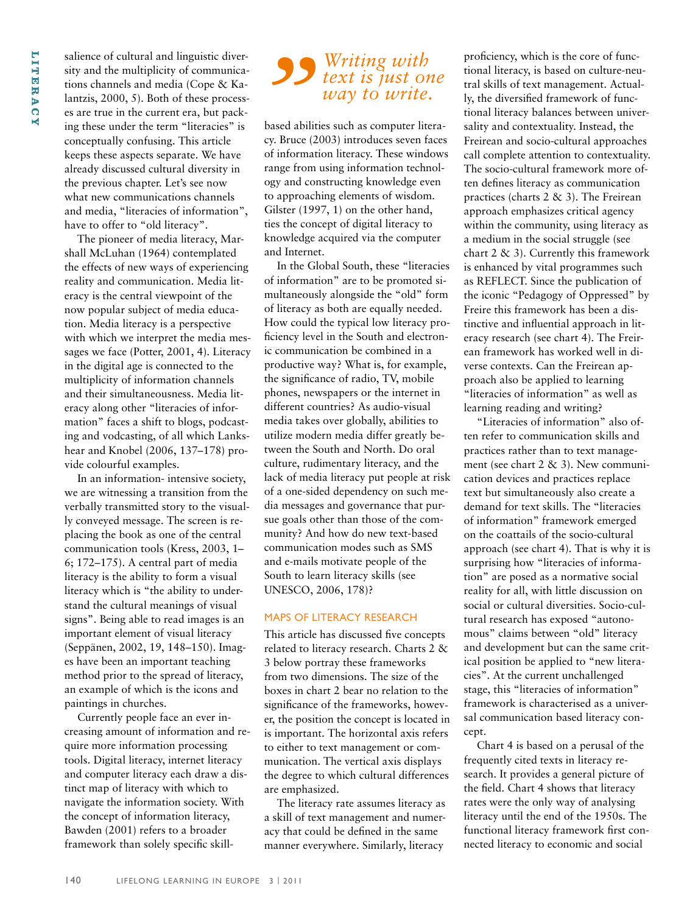salience of cultural and linguistic diversity and the multiplicity of communications channels and media (Cope & Kalantzis, 2000, 5). Both of these processes are true in the current era, but packing these under the term "literacies" is conceptually confusing. This article keeps these aspects separate. We have already discussed cultural diversity in the previous chapter. Let's see now what new communications channels and media, "literacies of information", have to offer to "old literacy".

The pioneer of media literacy, Marshall McLuhan (1964) contemplated the effects of new ways of experiencing reality and communication. Media literacy is the central viewpoint of the now popular subject of media education. Media literacy is a perspective with which we interpret the media messages we face (Potter, 2001, 4). Literacy in the digital age is connected to the multiplicity of information channels and their simultaneousness. Media literacy along other "literacies of information" faces a shift to blogs, podcasting and vodcasting, of all which Lankshear and Knobel (2006, 137–178) provide colourful examples.

In an information- intensive society, we are witnessing a transition from the verbally transmitted story to the visually conveyed message. The screen is replacing the book as one of the central communication tools (Kress, 2003, 1–6; 172–175). A central part of media literacy is the ability to form a visual literacy which is "the ability to understand the cultural meanings of visual signs". Being able to read images is an important element of visual literacy (Seppänen, 2002, 19, 148–150). Images have been an important teaching method prior to the spread of literacy, an example of which is the icons and paintings in churches.

Currently people face an ever increasing amount of information and require more information processing tools. Digital literacy, internet literacy and computer literacy each draw a distinct map of literacy with which to navigate the information society. With the concept of information literacy, Bawden (2001) refers to a broader framework than solely specific skill-based abilities such as computer literacy. Bruce (2003) introduces seven faces of information literacy. These windows range from using information technology and constructing knowledge even to approaching elements of wisdom. Gilster (1997, 1) on the other hand, ties the concept of digital literacy to knowledge acquired via the computer and Internet.

> *Writing with text is just one way to write.*

In the Global South, these "literacies of information" are to be promoted simultaneously alongside the "old" form of literacy as both are equally needed. How could the typical low literacy proficiency level in the South and electronic communication be combined in a productive way? What is, for example, the significance of radio, TV, mobile phones, newspapers or the internet in different countries? As audio-visual media takes over globally, abilities to utilize modern media differ greatly between the South and North. Do oral culture, rudimentary literacy, and the lack of media literacy put people at risk of a one-sided dependency on such media messages and governance that pursue goals other than those of the community? And how do new text-based communication modes such as SMS and e-mails motivate people of the South to learn literacy skills (see UNESCO, 2006, 178)?

## MAPS OF LITERACY RESEARCH

This article has discussed five concepts related to literacy research. Charts 2 & 3 below portray these frameworks from two dimensions. The size of the boxes in chart 2 bear no relation to the significance of the frameworks, however, the position the concept is located in is important. The horizontal axis refers to either to text management or communication. The vertical axis displays the degree to which cultural differences are emphasized.

The literacy rate assumes literacy as a skill of text management and numeracy that could be defined in the same manner everywhere. Similarly, literacy proficiency, which is the core of functional literacy, is based on culture-neutral skills of text management. Actually, the diversified framework of functional literacy balances between universality and contextuality. Instead, the Freirean and socio-cultural approaches call complete attention to contextuality. The socio-cultural framework more often defines literacy as communication practices (charts 2 & 3). The Freirean approach emphasizes critical agency within the community, using literacy as a medium in the social struggle (see chart 2 & 3). Currently this framework is enhanced by vital programmes such as REFLECT. Since the publication of the iconic "Pedagogy of Oppressed" by Freire this framework has been a distinctive and influential approach in literacy research (see chart 4). The Freirean framework has worked well in diverse contexts. Can the Freirean approach also be applied to learning "literacies of information" as well as learning reading and writing?

"Literacies of information" also often refer to communication skills and practices rather than to text management (see chart 2 & 3). New communication devices and practices replace text but simultaneously also create a demand for text skills. The "literacies of information" framework emerged on the coattails of the socio-cultural approach (see chart 4). That is why it is surprising how "literacies of information" are posed as a normative social reality for all, with little discussion on social or cultural diversities. Socio-cultural research has exposed "autonomous" claims between "old" literacy and development but can the same critical position be applied to "new literacies". At the current unchallenged stage, this "literacies of information" framework is characterised as a universal communication based literacy concept.

Chart 4 is based on a perusal of the frequently cited texts in literacy research. It provides a general picture of the field. Chart 4 shows that literacy rates were the only way of analysing literacy until the end of the 1950s. The functional literacy framework first connected literacy to economic and social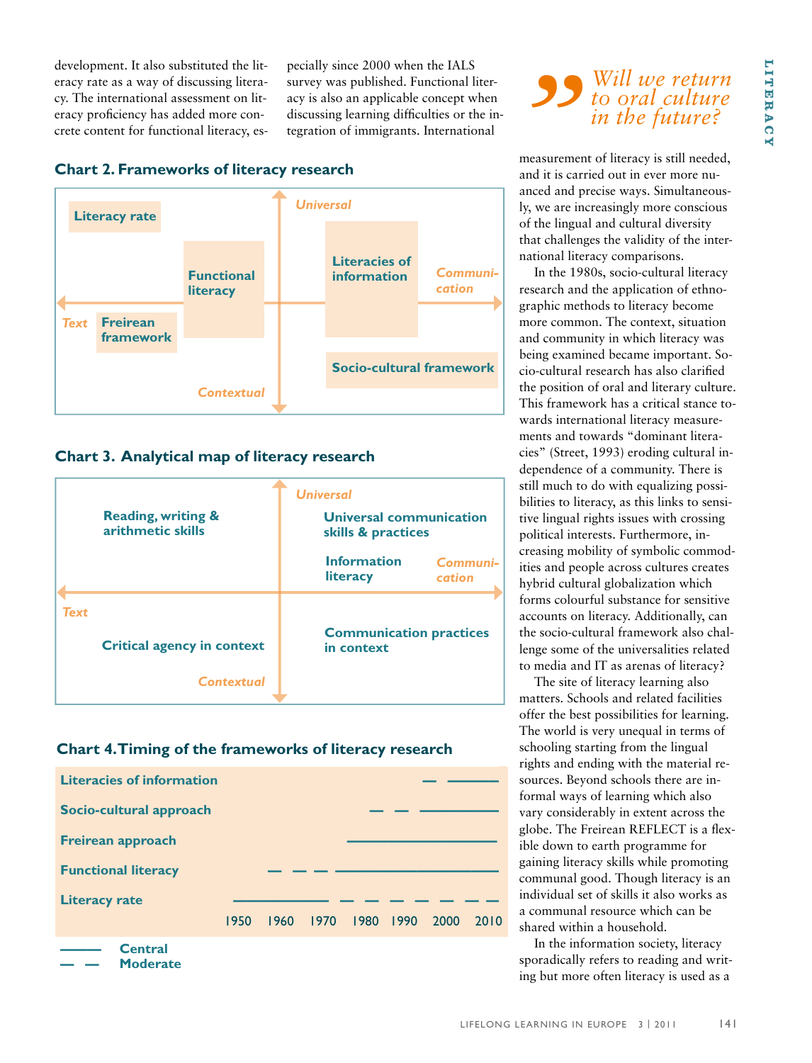development. It also substituted the literacy rate as a way of discussing literacy. The international assessment on literacy proficiency has added more concrete content for functional literacy, especially since 2000 when the IALS survey was published. Functional literacy is also an applicable concept when discussing learning difficulties or the integration of immigrants. International

### Chart 2. Frameworks of literacy research

(Axes: Text ↔ Communication (horizontal); Universal ↕ Contextual (vertical))

- Literacy rate
- Functional literacy
- Freirean framework
- Literacies of information
- Socio-cultural framework

### Chart 3. Analytical map of literacy research

(Axes: Text ↔ Communication (horizontal); Universal ↕ Contextual (vertical))

- Reading, writing & arithmetic skills
- Universal communication skills & practices
- Information literacy
- Critical agency in context
- Communication practices in context

### Chart 4. Timing of the frameworks of literacy research

| Framework | Timing |
|---|---|
| Literacies of information | Moderate c. 2000; central from c. 2005 to 2010 |
| Socio-cultural approach | Moderate c. 1980–1995; central from c. 1995 to 2010 |
| Freirean approach | Central from c. 1975 to 2010 |
| Functional literacy | Moderate c. 1960–1970; central from c. 1970 to 2010 |
| Literacy rate | Central c. 1950–1975; moderate from c. 1975 to 2010 |

1950 1960 1970 1980 1990 2000 2010

——— Central
— — Moderate

> *Will we return to oral culture in the future?*

measurement of literacy is still needed, and it is carried out in ever more nuanced and precise ways. Simultaneously, we are increasingly more conscious of the lingual and cultural diversity that challenges the validity of the international literacy comparisons.

In the 1980s, socio-cultural literacy research and the application of ethnographic methods to literacy become more common. The context, situation and community in which literacy was being examined became important. Socio-cultural research has also clarified the position of oral and literary culture. This framework has a critical stance towards international literacy measurements and towards "dominant literacies" (Street, 1993) eroding cultural independence of a community. There is still much to do with equalizing possibilities to literacy, as this links to sensitive lingual rights issues with crossing political interests. Furthermore, increasing mobility of symbolic commodities and people across cultures creates hybrid cultural globalization which forms colourful substance for sensitive accounts on literacy. Additionally, can the socio-cultural framework also challenge some of the universalities related to media and IT as arenas of literacy?

The site of literacy learning also matters. Schools and related facilities offer the best possibilities for learning. The world is very unequal in terms of schooling starting from the lingual rights and ending with the material resources. Beyond schools there are informal ways of learning which also vary considerably in extent across the globe. The Freirean REFLECT is a flexible down to earth programme for gaining literacy skills while promoting communal good. Though literacy is an individual set of skills it also works as a communal resource which can be shared within a household.

In the information society, literacy sporadically refers to reading and writing but more often literacy is used as a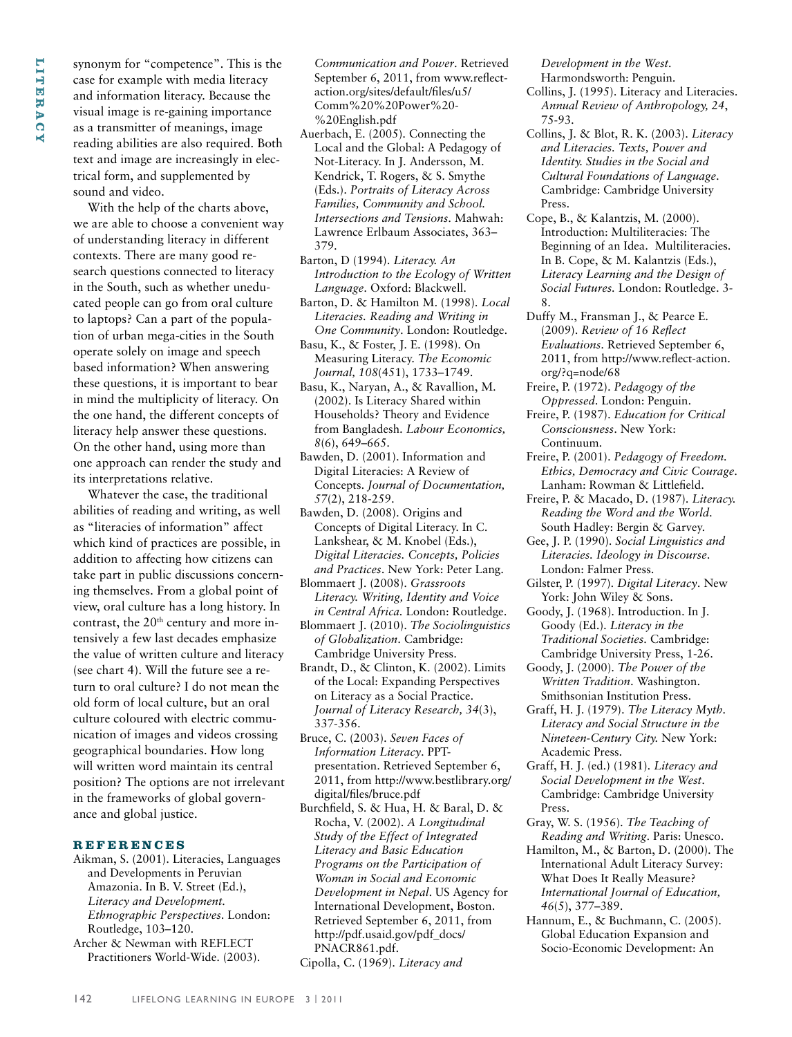synonym for "competence". This is the case for example with media literacy and information literacy. Because the visual image is re-gaining importance as a transmitter of meanings, image reading abilities are also required. Both text and image are increasingly in electrical form, and supplemented by sound and video.

With the help of the charts above, we are able to choose a convenient way of understanding literacy in different contexts. There are many good research questions connected to literacy in the South, such as whether uneducated people can go from oral culture to laptops? Can a part of the population of urban mega-cities in the South operate solely on image and speech based information? When answering these questions, it is important to bear in mind the multiplicity of literacy. On the one hand, the different concepts of literacy help answer these questions. On the other hand, using more than one approach can render the study and its interpretations relative.

Whatever the case, the traditional abilities of reading and writing, as well as "literacies of information" affect which kind of practices are possible, in addition to affecting how citizens can take part in public discussions concerning themselves. From a global point of view, oral culture has a long history. In contrast, the 20th century and more intensively a few last decades emphasize the value of written culture and literacy (see chart 4). Will the future see a return to oral culture? I do not mean the old form of local culture, but an oral culture coloured with electric communication of images and videos crossing geographical boundaries. How long will written word maintain its central position? The options are not irrelevant in the frameworks of global governance and global justice.

## REFERENCES

Aikman, S. (2001). Literacies, Languages and Developments in Peruvian Amazonia. In B. V. Street (Ed.), *Literacy and Development. Ethnographic Perspectives*. London: Routledge, 103–120.

Archer & Newman with REFLECT Practitioners World-Wide. (2003). *Communication and Power*. Retrieved September 6, 2011, from www.reflect-action.org/sites/default/files/u5/Comm%20%20Power%20-%20English.pdf

Auerbach, E. (2005). Connecting the Local and the Global: A Pedagogy of Not-Literacy. In J. Andersson, M. Kendrick, T. Rogers, & S. Smythe (Eds.). *Portraits of Literacy Across Families, Community and School. Intersections and Tensions*. Mahwah: Lawrence Erlbaum Associates, 363–379.

Barton, D (1994). *Literacy. An Introduction to the Ecology of Written Language*. Oxford: Blackwell.

Barton, D. & Hamilton M. (1998). *Local Literacies. Reading and Writing in One Community*. London: Routledge.

Basu, K., & Foster, J. E. (1998). On Measuring Literacy. *The Economic Journal, 108*(451), 1733–1749.

Basu, K., Naryan, A., & Ravallion, M. (2002). Is Literacy Shared within Households? Theory and Evidence from Bangladesh. *Labour Economics, 8*(6), 649–665.

Bawden, D. (2001). Information and Digital Literacies: A Review of Concepts. *Journal of Documentation, 57*(2), 218-259.

Bawden, D. (2008). Origins and Concepts of Digital Literacy. In C. Lankshear, & M. Knobel (Eds.), *Digital Literacies. Concepts, Policies and Practices*. New York: Peter Lang.

Blommaert J. (2008). *Grassroots Literacy. Writing, Identity and Voice in Central Africa*. London: Routledge.

Blommaert J. (2010). *The Sociolinguistics of Globalization*. Cambridge: Cambridge University Press.

Brandt, D., & Clinton, K. (2002). Limits of the Local: Expanding Perspectives on Literacy as a Social Practice. *Journal of Literacy Research, 34*(3), 337-356.

Bruce, C. (2003). *Seven Faces of Information Literacy*. PPT-presentation. Retrieved September 6, 2011, from http://www.bestlibrary.org/digital/files/bruce.pdf

Burchfield, S. & Hua, H. & Baral, D. & Rocha, V. (2002). *A Longitudinal Study of the Effect of Integrated Literacy and Basic Education Programs on the Participation of Woman in Social and Economic Development in Nepal*. US Agency for International Development, Boston. Retrieved September 6, 2011, from http://pdf.usaid.gov/pdf_docs/PNACR861.pdf.

Cipolla, C. (1969). *Literacy and Development in the West*. Harmondsworth: Penguin.

Collins, J. (1995). Literacy and Literacies. *Annual Review of Anthropology, 24*, 75-93.

Collins, J. & Blot, R. K. (2003). *Literacy and Literacies. Texts, Power and Identity. Studies in the Social and Cultural Foundations of Language*. Cambridge: Cambridge University Press.

Cope, B., & Kalantzis, M. (2000). Introduction: Multiliteracies: The Beginning of an Idea. Multiliteracies. In B. Cope, & M. Kalantzis (Eds.), *Literacy Learning and the Design of Social Futures*. London: Routledge. 3-8.

Duffy M., Fransman J., & Pearce E. (2009). *Review of 16 Reflect Evaluations*. Retrieved September 6, 2011, from http://www.reflect-action.org/?q=node/68

Freire, P. (1972). *Pedagogy of the Oppressed*. London: Penguin.

Freire, P. (1987). *Education for Critical Consciousness*. New York: Continuum.

Freire, P. (2001). *Pedagogy of Freedom. Ethics, Democracy and Civic Courage*. Lanham: Rowman & Littlefield.

Freire, P. & Macado, D. (1987). *Literacy. Reading the Word and the World*. South Hadley: Bergin & Garvey.

Gee, J. P. (1990). *Social Linguistics and Literacies. Ideology in Discourse*. London: Falmer Press.

Gilster, P. (1997). *Digital Literacy*. New York: John Wiley & Sons.

Goody, J. (1968). Introduction. In J. Goody (Ed.). *Literacy in the Traditional Societies*. Cambridge: Cambridge University Press, 1-26.

Goody, J. (2000). *The Power of the Written Tradition*. Washington. Smithsonian Institution Press.

Graff, H. J. (1979). *The Literacy Myth. Literacy and Social Structure in the Nineteen-Century City*. New York: Academic Press.

Graff, H. J. (ed.) (1981). *Literacy and Social Development in the West*. Cambridge: Cambridge University Press.

Gray, W. S. (1956). *The Teaching of Reading and Writing*. Paris: Unesco.

Hamilton, M., & Barton, D. (2000). The International Adult Literacy Survey: What Does It Really Measure? *International Journal of Education, 46*(5), 377–389.

Hannum, E., & Buchmann, C. (2005). Global Education Expansion and Socio-Economic Development: An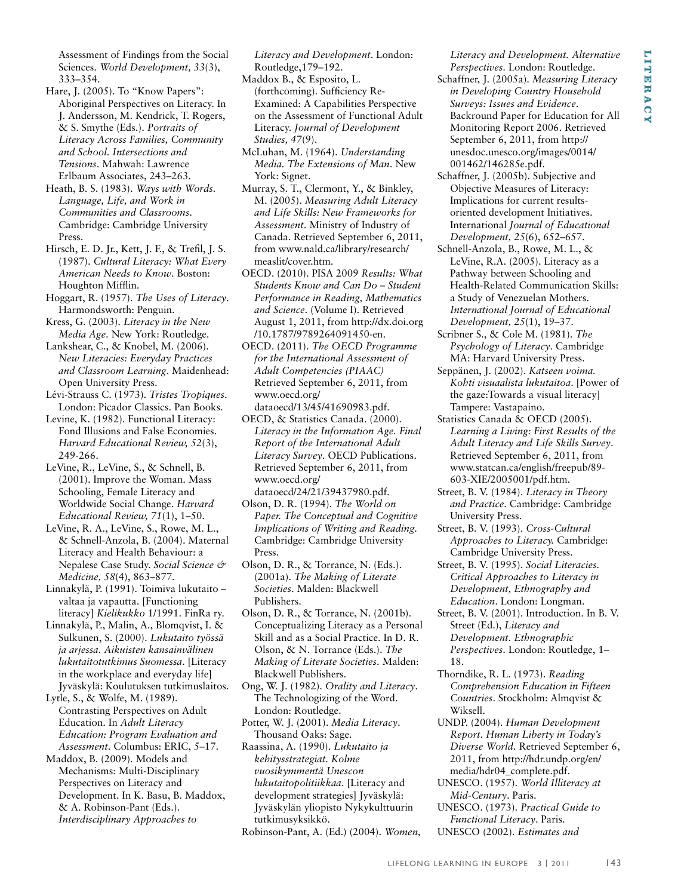Assessment of Findings from the Social Sciences. *World Development, 33*(3), 333–354.

Hare, J. (2005). To "Know Papers": Aboriginal Perspectives on Literacy. In J. Andersson, M. Kendrick, T. Rogers, & S. Smythe (Eds.). *Portraits of Literacy Across Families, Community and School. Intersections and Tensions*. Mahwah: Lawrence Erlbaum Associates, 243–263.

Heath, B. S. (1983). *Ways with Words. Language, Life, and Work in Communities and Classrooms*. Cambridge: Cambridge University Press.

Hirsch, E. D. Jr., Kett, J. F., & Trefil, J. S. (1987). *Cultural Literacy: What Every American Needs to Know*. Boston: Houghton Mifflin.

Hoggart, R. (1957). *The Uses of Literacy*. Harmondsworth: Penguin.

Kress, G. (2003). *Literacy in the New Media Age*. New York: Routledge.

Lankshear, C., & Knobel, M. (2006). *New Literacies: Everyday Practices and Classroom Learning*. Maidenhead: Open University Press.

Lévi-Strauss C. (1973). *Tristes Tropiques*. London: Picador Classics. Pan Books.

Levine, K. (1982). Functional Literacy: Fond Illusions and False Economies. *Harvard Educational Review, 52*(3), 249-266.

LeVine, R., LeVine, S., & Schnell, B. (2001). Improve the Woman. Mass Schooling, Female Literacy and Worldwide Social Change. *Harvard Educational Review, 71*(1), 1–50.

LeVine, R. A., LeVine, S., Rowe, M. L., & Schnell-Anzola, B. (2004). Maternal Literacy and Health Behaviour: a Nepalese Case Study. *Social Science & Medicine, 58*(4), 863–877.

Linnakylä, P. (1991). Toimiva lukutaito – valtaa ja vapautta. [Functioning literacy] *Kielikukko* 1/1991. FinRa ry.

Linnakylä, P., Malin, A., Blomqvist, I. & Sulkunen, S. (2000). *Lukutaito työssä ja arjessa. Aikuisten kansainvälinen lukutaitotutkimus Suomessa*. [Literacy in the workplace and everyday life] Jyväskylä: Koulutuksen tutkimuslaitos.

Lytle, S., & Wolfe, M. (1989). Contrasting Perspectives on Adult Education. In *Adult Literacy Education: Program Evaluation and Assessment*. Columbus: ERIC, 5–17.

Maddox, B. (2009). Models and Mechanisms: Multi-Disciplinary Perspectives on Literacy and Development. In K. Basu, B. Maddox, & A. Robinson-Pant (Eds.). *Interdisciplinary Approaches to Literacy and Development*. London: Routledge,179–192.

Maddox B., & Esposito, L. (forthcoming). Sufficiency Re-Examined: A Capabilities Perspective on the Assessment of Functional Adult Literacy. *Journal of Development Studies, 47*(9).

McLuhan, M. (1964). *Understanding Media. The Extensions of Man*. New York: Signet.

Murray, S. T., Clermont, Y., & Binkley, M. (2005). *Measuring Adult Literacy and Life Skills: New Frameworks for Assessment*. Ministry of Industry of Canada. Retrieved September 6, 2011, from www.nald.ca/library/research/measlit/cover.htm.

OECD. (2010). PISA 2009 *Results: What Students Know and Can Do – Student Performance in Reading, Mathematics and Science*. (Volume I). Retrieved August 1, 2011, from http://dx.doi.org/10.1787/9789264091450-en.

OECD. (2011). *The OECD Programme for the International Assessment of Adult Competencies (PIAAC)* Retrieved September 6, 2011, from www.oecd.org/dataoecd/13/45/41690983.pdf.

OECD, & Statistics Canada. (2000). *Literacy in the Information Age. Final Report of the International Adult Literacy Survey*. OECD Publications. Retrieved September 6, 2011, from www.oecd.org/dataoecd/24/21/39437980.pdf.

Olson, D. R. (1994). *The World on Paper. The Conceptual and Cognitive Implications of Writing and Reading*. Cambridge: Cambridge University Press.

Olson, D. R., & Torrance, N. (Eds.). (2001a). *The Making of Literate Societies*. Malden: Blackwell Publishers.

Olson, D. R., & Torrance, N. (2001b). Conceptualizing Literacy as a Personal Skill and as a Social Practice. In D. R. Olson, & N. Torrance (Eds.). *The Making of Literate Societies*. Malden: Blackwell Publishers.

Ong, W. J. (1982). *Orality and Literacy*. The Technologizing of the Word. London: Routledge.

Potter, W. J. (2001). *Media Literacy*. Thousand Oaks: Sage.

Raassina, A. (1990). *Lukutaito ja kehitysstrategiat. Kolme vuosikymmentä Unescon lukutaitopolitiikkaa*. [Literacy and development strategies] Jyväskylä: Jyväskylän yliopisto Nykykulttuurin tutkimusyksikkö.

Robinson-Pant, A. (Ed.) (2004). *Women, Literacy and Development. Alternative Perspectives*. London: Routledge.

Schaffner, J. (2005a). *Measuring Literacy in Developing Country Household Surveys: Issues and Evidence*. Backround Paper for Education for All Monitoring Report 2006. Retrieved September 6, 2011, from http://unesdoc.unesco.org/images/0014/001462/146285e.pdf.

Schaffner, J. (2005b). Subjective and Objective Measures of Literacy: Implications for current results-oriented development Initiatives. International *Journal of Educational Development, 25*(6), 652–657.

Schnell-Anzola, B., Rowe, M. L., & LeVine, R.A. (2005). Literacy as a Pathway between Schooling and Health-Related Communication Skills: a Study of Venezuelan Mothers. *International Journal of Educational Development, 25*(1), 19–37.

Scribner S., & Cole M. (1981). *The Psychology of Literacy*. Cambridge MA: Harvard University Press.

Seppänen, J. (2002). *Katseen voima. Kohti visuaalista lukutaitoa*. [Power of the gaze:Towards a visual literacy] Tampere: Vastapaino.

Statistics Canada & OECD (2005). *Learning a Living: First Results of the Adult Literacy and Life Skills Survey*. Retrieved September 6, 2011, from www.statcan.ca/english/freepub/89-603-XIE/2005001/pdf.htm.

Street, B. V. (1984). *Literacy in Theory and Practice*. Cambridge: Cambridge University Press.

Street, B. V. (1993). *Cross-Cultural Approaches to Literacy.* Cambridge: Cambridge University Press.

Street, B. V. (1995). *Social Literacies. Critical Approaches to Literacy in Development, Ethnography and Education*. London: Longman.

Street, B. V. (2001). Introduction. In B. V. Street (Ed.), *Literacy and Development. Ethnographic Perspectives*. London: Routledge, 1–18.

Thorndike, R. L. (1973). *Reading Comprehension Education in Fifteen Countries*. Stockholm: Almqvist & Wiksell.

UNDP. (2004). *Human Development Report. Human Liberty in Today's Diverse World*. Retrieved September 6, 2011, from http://hdr.undp.org/en/media/hdr04_complete.pdf.

UNESCO. (1957). *World Illiteracy at Mid-Century*. Paris.

UNESCO. (1973). *Practical Guide to Functional Literacy*. Paris.

UNESCO (2002). *Estimates and*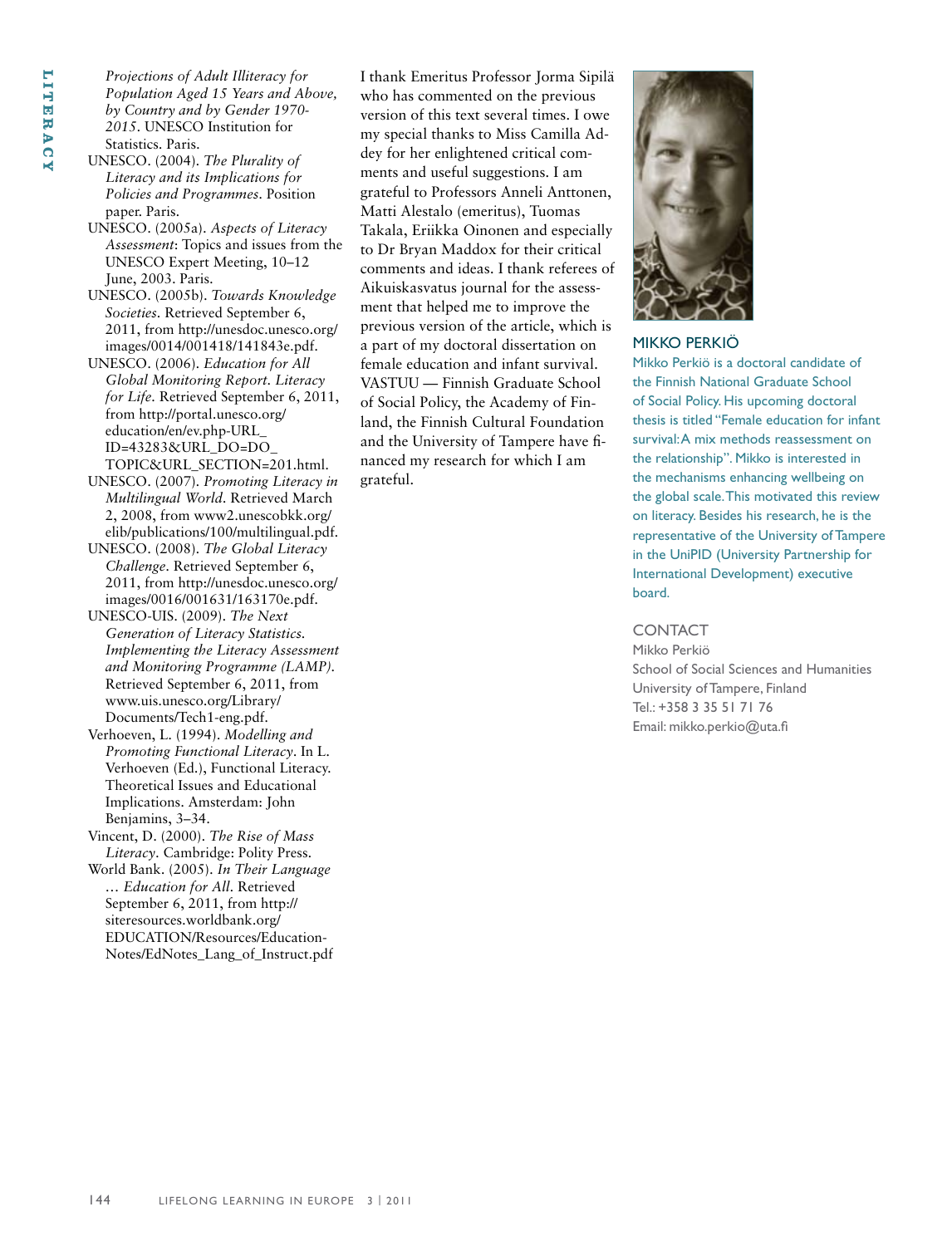*Projections of Adult Illiteracy for Population Aged 15 Years and Above, by Country and by Gender 1970-2015*. UNESCO Institution for Statistics. Paris.

UNESCO. (2004). *The Plurality of Literacy and its Implications for Policies and Programmes*. Position paper. Paris.

UNESCO. (2005a). *Aspects of Literacy Assessment*: Topics and issues from the UNESCO Expert Meeting, 10–12 June, 2003. Paris.

UNESCO. (2005b). *Towards Knowledge Societies*. Retrieved September 6, 2011, from http://unesdoc.unesco.org/images/0014/001418/141843e.pdf.

UNESCO. (2006). *Education for All Global Monitoring Report. Literacy for Life*. Retrieved September 6, 2011, from http://portal.unesco.org/education/en/ev.php-URL_ID=43283&URL_DO=DO_TOPIC&URL_SECTION=201.html.

UNESCO. (2007). *Promoting Literacy in Multilingual World*. Retrieved March 2, 2008, from www2.unescobkk.org/elib/publications/100/multilingual.pdf.

UNESCO. (2008). *The Global Literacy Challenge*. Retrieved September 6, 2011, from http://unesdoc.unesco.org/images/0016/001631/163170e.pdf.

UNESCO-UIS. (2009). *The Next Generation of Literacy Statistics. Implementing the Literacy Assessment and Monitoring Programme (LAMP)*. Retrieved September 6, 2011, from www.uis.unesco.org/Library/Documents/Tech1-eng.pdf.

Verhoeven, L. (1994). *Modelling and Promoting Functional Literacy*. In L. Verhoeven (Ed.), Functional Literacy. Theoretical Issues and Educational Implications. Amsterdam: John Benjamins, 3–34.

Vincent, D. (2000). *The Rise of Mass Literacy*. Cambridge: Polity Press.

World Bank. (2005). *In Their Language … Education for All*. Retrieved September 6, 2011, from http://siteresources.worldbank.org/EDUCATION/Resources/Education-Notes/EdNotes_Lang_of_Instruct.pdf

I thank Emeritus Professor Jorma Sipilä who has commented on the previous version of this text several times. I owe my special thanks to Miss Camilla Addey for her enlightened critical comments and useful suggestions. I am grateful to Professors Anneli Anttonen, Matti Alestalo (emeritus), Tuomas Takala, Eriikka Oinonen and especially to Dr Bryan Maddox for their critical comments and ideas. I thank referees of Aikuiskasvatus journal for the assessment that helped me to improve the previous version of the article, which is a part of my doctoral dissertation on female education and infant survival. VASTUU — Finnish Graduate School of Social Policy, the Academy of Finland, the Finnish Cultural Foundation and the University of Tampere have financed my research for which I am grateful.

## MIKKO PERKIÖ

Mikko Perkiö is a doctoral candidate of the Finnish National Graduate School of Social Policy. His upcoming doctoral thesis is titled "Female education for infant survival: A mix methods reassessment on the relationship". Mikko is interested in the mechanisms enhancing wellbeing on the global scale. This motivated this review on literacy. Besides his research, he is the representative of the University of Tampere in the UniPID (University Partnership for International Development) executive board.

### CONTACT

Mikko Perkiö
School of Social Sciences and Humanities
University of Tampere, Finland
Tel.: +358 3 35 51 71 76
Email: mikko.perkio@uta.fi